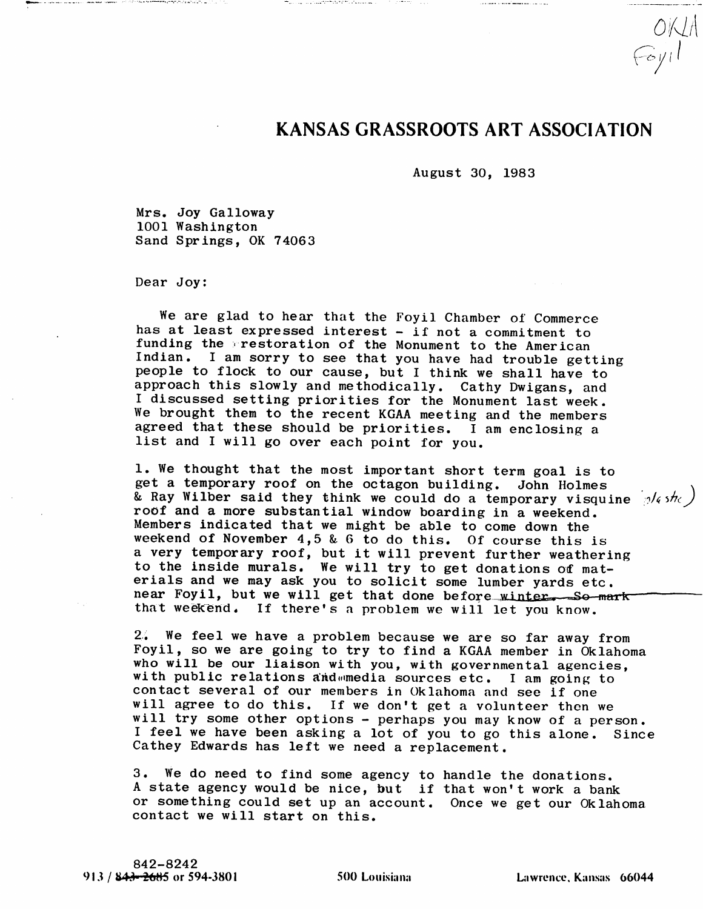OKLA
Foyil

# KANSAS GRASSROOTS ART ASSOCIATION

August 30, 1983

Mrs. Joy Galloway
1001 Washington
Sand Springs, OK 74063

Dear Joy:

We are glad to hear that the Foyil Chamber of Commerce has at least expressed interest - if not a commitment to funding the restoration of the Monument to the American Indian. I am sorry to see that you have had trouble getting people to flock to our cause, but I think we shall have to approach this slowly and methodically. Cathy Dwigans, and I discussed setting priorities for the Monument last week. We brought them to the recent KGAA meeting and the members agreed that these should be priorities. I am enclosing a list and I will go over each point for you.

1. We thought that the most important short term goal is to get a temporary roof on the octagon building. John Holmes & Ray Wilber said they think we could do a temporary visquine (plastic) roof and a more substantial window boarding in a weekend. Members indicated that we might be able to come down the weekend of November 4,5 & 6 to do this. Of course this is a very temporary roof, but it will prevent further weathering to the inside murals. We will try to get donations of materials and we may ask you to solicit some lumber yards etc. near Foyil, but we will get that done before ~~winter. So mark~~ that weekend. If there's a problem we will let you know.

2. We feel we have a problem because we are so far away from Foyil, so we are going to try to find a KGAA member in Oklahoma who will be our liaison with you, with governmental agencies, with public relations and media sources etc. I am going to contact several of our members in Oklahoma and see if one will agree to do this. If we don't get a volunteer then we will try some other options - perhaps you may know of a person. I feel we have been asking a lot of you to go this alone. Since Cathey Edwards has left we need a replacement.

3. We do need to find some agency to handle the donations. A state agency would be nice, but if that won't work a bank or something could set up an account. Once we get our Oklahoma contact we will start on this.

842-8242
913 / ~~843-2685~~ or 594-3801 500 Louisiana Lawrence, Kansas 66044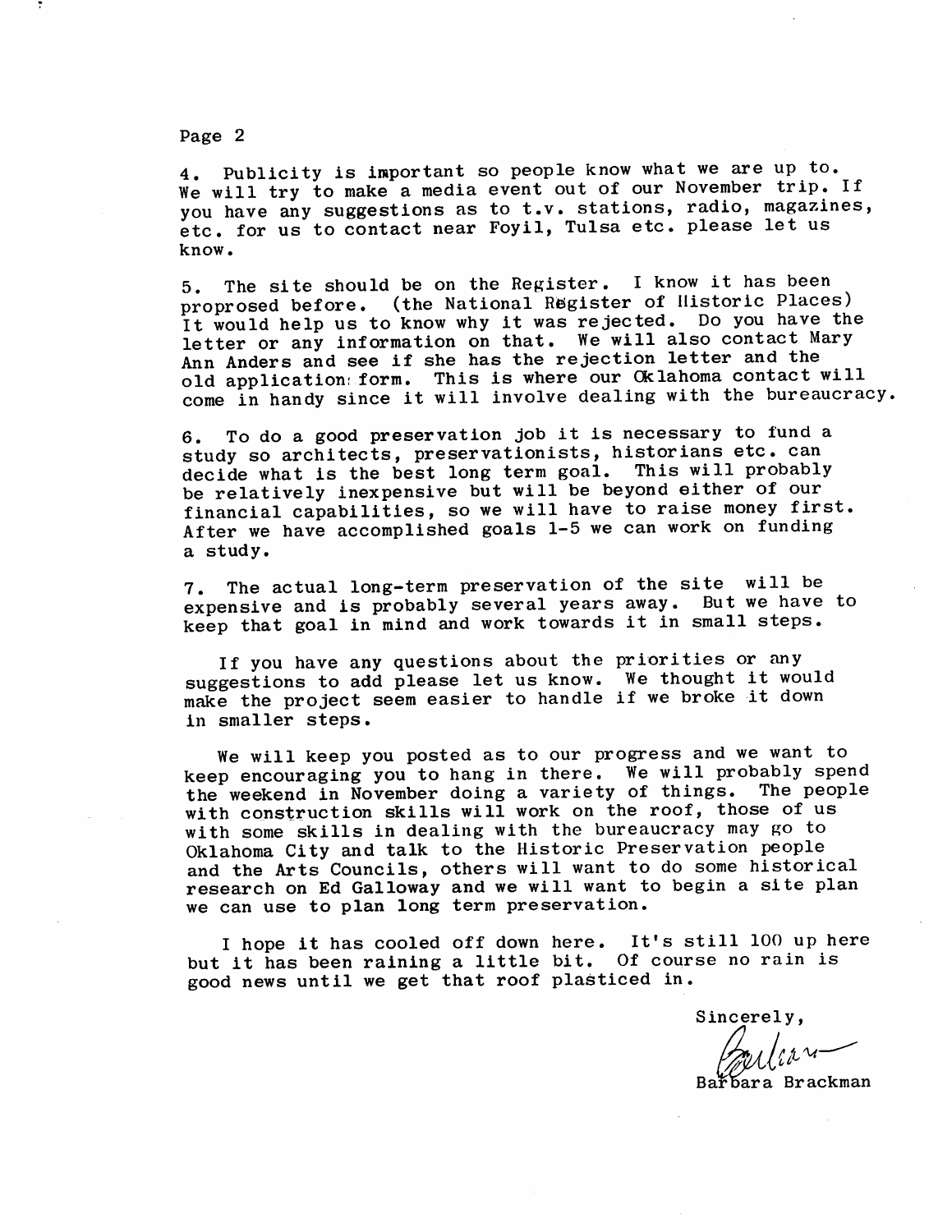4. Publicity is important so people know what we are up to. We will try to make a media event out of our November trip. If you have any suggestions as to t.v. stations, radio, magazines, etc. for us to contact near Foyil, Tulsa etc. please let us know.

5. The site should be on the Register. I know it has been proprosed before. (the National Register of Historic Places) It would help us to know why it was rejected. Do you have the letter or any information on that. We will also contact Mary Ann Anders and see if she has the rejection letter and the old application form. This is where our Oklahoma contact will come in handy since it will involve dealing with the bureaucracy.

6. To do a good preservation job it is necessary to fund a study so architects, preservationists, historians etc. can decide what is the best long term goal. This will probably be relatively inexpensive but will be beyond either of our financial capabilities, so we will have to raise money first. After we have accomplished goals 1-5 we can work on funding a study.

7. The actual long-term preservation of the site will be expensive and is probably several years away. But we have to keep that goal in mind and work towards it in small steps.

If you have any questions about the priorities or any suggestions to add please let us know. We thought it would make the project seem easier to handle if we broke it down in smaller steps.

We will keep you posted as to our progress and we want to keep encouraging you to hang in there. We will probably spend the weekend in November doing a variety of things. The people with construction skills will work on the roof, those of us with some skills in dealing with the bureaucracy may go to Oklahoma City and talk to the Historic Preservation people and the Arts Councils, others will want to do some historical research on Ed Galloway and we will want to begin a site plan we can use to plan long term preservation.

I hope it has cooled off down here. It's still 100 up here but it has been raining a little bit. Of course no rain is good news until we get that roof plasticed in.

Sincerely,

Barbara Brackman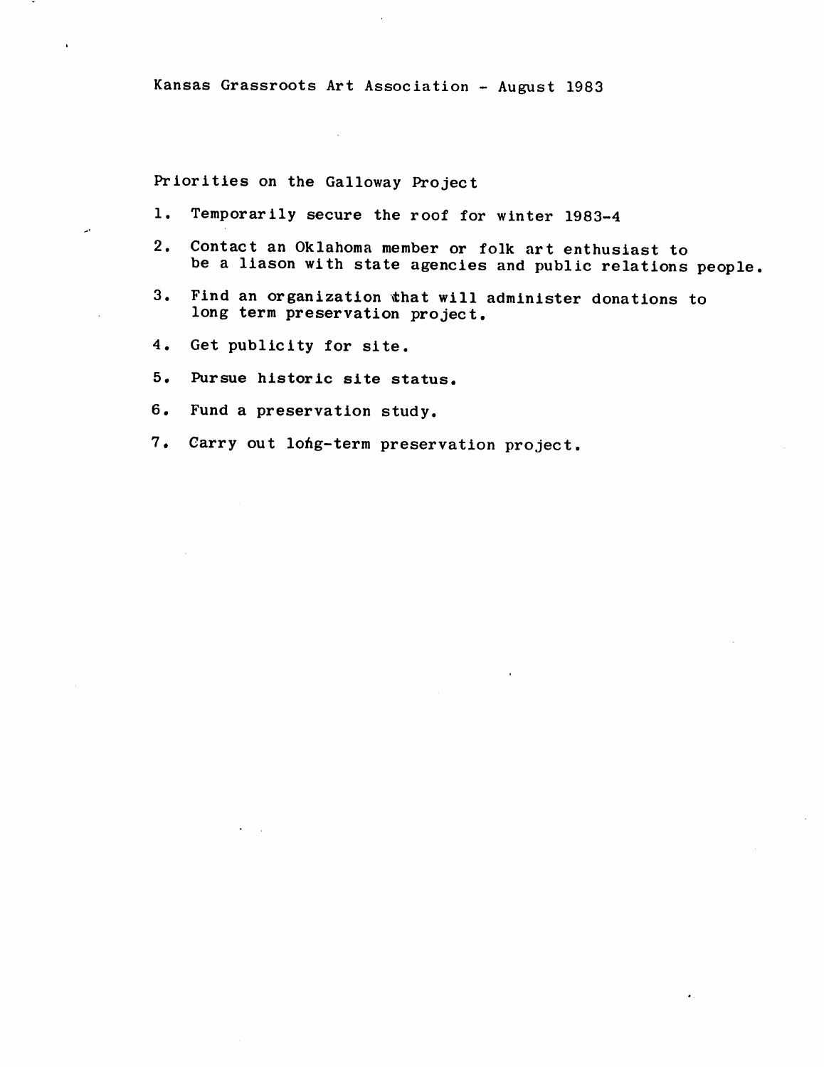Kansas Grassroots Art Association - August 1983

Priorities on the Galloway Project

1. Temporarily secure the roof for winter 1983-4
2. Contact an Oklahoma member or folk art enthusiast to be a liason with state agencies and public relations people.
3. Find an organization that will administer donations to long term preservation project.
4. Get publicity for site.
5. Pursue historic site status.
6. Fund a preservation study.
7. Carry out long-term preservation project.